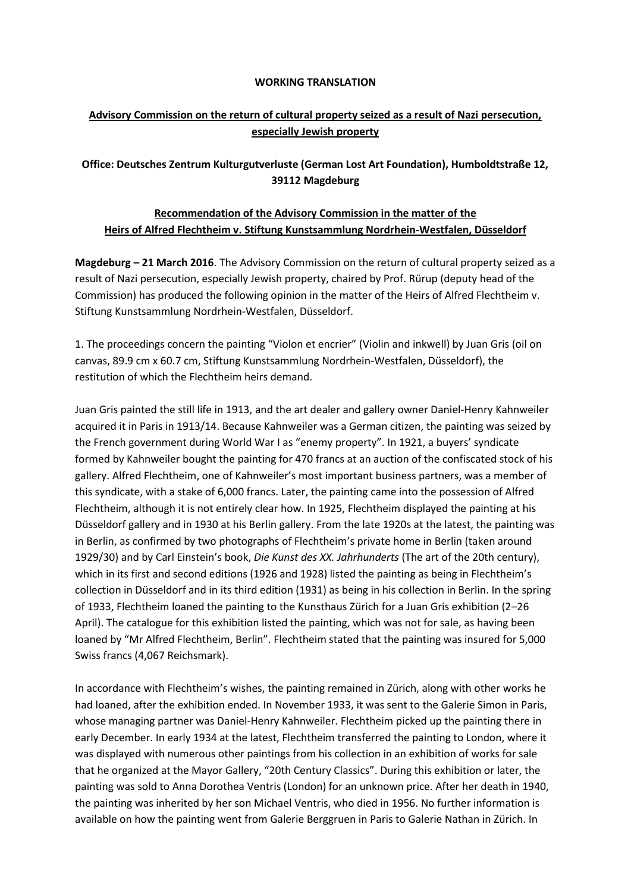**WORKING TRANSLATION**

## Advisory Commission on the return of cultural property seized as a result of Nazi persecution, especially Jewish property

**Office: Deutsches Zentrum Kulturgutverluste (German Lost Art Foundation), Humboldtstraße 12, 39112 Magdeburg**

## Recommendation of the Advisory Commission in the matter of the Heirs of Alfred Flechtheim v. Stiftung Kunstsammlung Nordrhein-Westfalen, Düsseldorf

**Magdeburg – 21 March 2016**. The Advisory Commission on the return of cultural property seized as a result of Nazi persecution, especially Jewish property, chaired by Prof. Rürup (deputy head of the Commission) has produced the following opinion in the matter of the Heirs of Alfred Flechtheim v. Stiftung Kunstsammlung Nordrhein-Westfalen, Düsseldorf.

1. The proceedings concern the painting "Violon et encrier" (Violin and inkwell) by Juan Gris (oil on canvas, 89.9 cm x 60.7 cm, Stiftung Kunstsammlung Nordrhein-Westfalen, Düsseldorf), the restitution of which the Flechtheim heirs demand.

Juan Gris painted the still life in 1913, and the art dealer and gallery owner Daniel-Henry Kahnweiler acquired it in Paris in 1913/14. Because Kahnweiler was a German citizen, the painting was seized by the French government during World War I as "enemy property". In 1921, a buyers' syndicate formed by Kahnweiler bought the painting for 470 francs at an auction of the confiscated stock of his gallery. Alfred Flechtheim, one of Kahnweiler's most important business partners, was a member of this syndicate, with a stake of 6,000 francs. Later, the painting came into the possession of Alfred Flechtheim, although it is not entirely clear how. In 1925, Flechtheim displayed the painting at his Düsseldorf gallery and in 1930 at his Berlin gallery. From the late 1920s at the latest, the painting was in Berlin, as confirmed by two photographs of Flechtheim's private home in Berlin (taken around 1929/30) and by Carl Einstein's book, *Die Kunst des XX. Jahrhunderts* (The art of the 20th century), which in its first and second editions (1926 and 1928) listed the painting as being in Flechtheim's collection in Düsseldorf and in its third edition (1931) as being in his collection in Berlin. In the spring of 1933, Flechtheim loaned the painting to the Kunsthaus Zürich for a Juan Gris exhibition (2–26 April). The catalogue for this exhibition listed the painting, which was not for sale, as having been loaned by "Mr Alfred Flechtheim, Berlin". Flechtheim stated that the painting was insured for 5,000 Swiss francs (4,067 Reichsmark).

In accordance with Flechtheim's wishes, the painting remained in Zürich, along with other works he had loaned, after the exhibition ended. In November 1933, it was sent to the Galerie Simon in Paris, whose managing partner was Daniel-Henry Kahnweiler. Flechtheim picked up the painting there in early December. In early 1934 at the latest, Flechtheim transferred the painting to London, where it was displayed with numerous other paintings from his collection in an exhibition of works for sale that he organized at the Mayor Gallery, "20th Century Classics". During this exhibition or later, the painting was sold to Anna Dorothea Ventris (London) for an unknown price. After her death in 1940, the painting was inherited by her son Michael Ventris, who died in 1956. No further information is available on how the painting went from Galerie Berggruen in Paris to Galerie Nathan in Zürich. In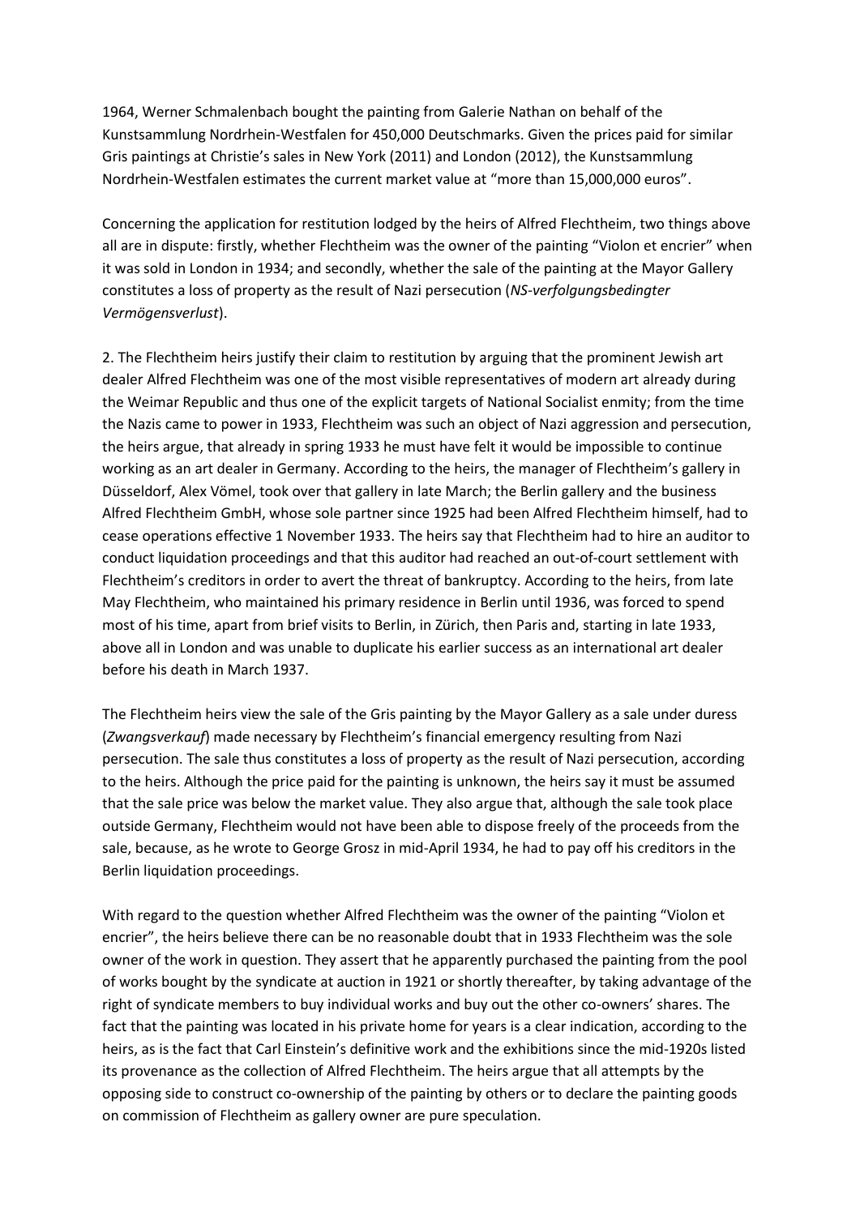1964, Werner Schmalenbach bought the painting from Galerie Nathan on behalf of the Kunstsammlung Nordrhein-Westfalen for 450,000 Deutschmarks. Given the prices paid for similar Gris paintings at Christie's sales in New York (2011) and London (2012), the Kunstsammlung Nordrhein-Westfalen estimates the current market value at "more than 15,000,000 euros".

Concerning the application for restitution lodged by the heirs of Alfred Flechtheim, two things above all are in dispute: firstly, whether Flechtheim was the owner of the painting "Violon et encrier" when it was sold in London in 1934; and secondly, whether the sale of the painting at the Mayor Gallery constitutes a loss of property as the result of Nazi persecution (*NS-verfolgungsbedingter Vermögensverlust*).

2. The Flechtheim heirs justify their claim to restitution by arguing that the prominent Jewish art dealer Alfred Flechtheim was one of the most visible representatives of modern art already during the Weimar Republic and thus one of the explicit targets of National Socialist enmity; from the time the Nazis came to power in 1933, Flechtheim was such an object of Nazi aggression and persecution, the heirs argue, that already in spring 1933 he must have felt it would be impossible to continue working as an art dealer in Germany. According to the heirs, the manager of Flechtheim's gallery in Düsseldorf, Alex Vömel, took over that gallery in late March; the Berlin gallery and the business Alfred Flechtheim GmbH, whose sole partner since 1925 had been Alfred Flechtheim himself, had to cease operations effective 1 November 1933. The heirs say that Flechtheim had to hire an auditor to conduct liquidation proceedings and that this auditor had reached an out-of-court settlement with Flechtheim's creditors in order to avert the threat of bankruptcy. According to the heirs, from late May Flechtheim, who maintained his primary residence in Berlin until 1936, was forced to spend most of his time, apart from brief visits to Berlin, in Zürich, then Paris and, starting in late 1933, above all in London and was unable to duplicate his earlier success as an international art dealer before his death in March 1937.

The Flechtheim heirs view the sale of the Gris painting by the Mayor Gallery as a sale under duress (*Zwangsverkauf*) made necessary by Flechtheim's financial emergency resulting from Nazi persecution. The sale thus constitutes a loss of property as the result of Nazi persecution, according to the heirs. Although the price paid for the painting is unknown, the heirs say it must be assumed that the sale price was below the market value. They also argue that, although the sale took place outside Germany, Flechtheim would not have been able to dispose freely of the proceeds from the sale, because, as he wrote to George Grosz in mid-April 1934, he had to pay off his creditors in the Berlin liquidation proceedings.

With regard to the question whether Alfred Flechtheim was the owner of the painting "Violon et encrier", the heirs believe there can be no reasonable doubt that in 1933 Flechtheim was the sole owner of the work in question. They assert that he apparently purchased the painting from the pool of works bought by the syndicate at auction in 1921 or shortly thereafter, by taking advantage of the right of syndicate members to buy individual works and buy out the other co-owners' shares. The fact that the painting was located in his private home for years is a clear indication, according to the heirs, as is the fact that Carl Einstein's definitive work and the exhibitions since the mid-1920s listed its provenance as the collection of Alfred Flechtheim. The heirs argue that all attempts by the opposing side to construct co-ownership of the painting by others or to declare the painting goods on commission of Flechtheim as gallery owner are pure speculation.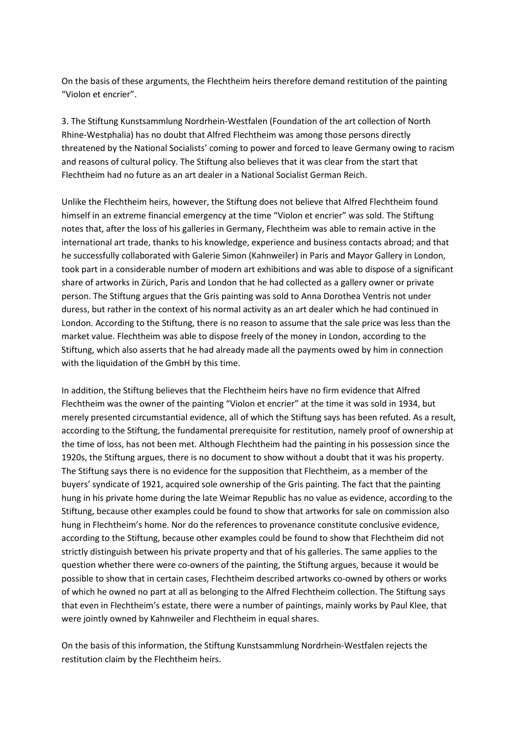On the basis of these arguments, the Flechtheim heirs therefore demand restitution of the painting "Violon et encrier".

3. The Stiftung Kunstsammlung Nordrhein-Westfalen (Foundation of the art collection of North Rhine-Westphalia) has no doubt that Alfred Flechtheim was among those persons directly threatened by the National Socialists' coming to power and forced to leave Germany owing to racism and reasons of cultural policy. The Stiftung also believes that it was clear from the start that Flechtheim had no future as an art dealer in a National Socialist German Reich.

Unlike the Flechtheim heirs, however, the Stiftung does not believe that Alfred Flechtheim found himself in an extreme financial emergency at the time "Violon et encrier" was sold. The Stiftung notes that, after the loss of his galleries in Germany, Flechtheim was able to remain active in the international art trade, thanks to his knowledge, experience and business contacts abroad; and that he successfully collaborated with Galerie Simon (Kahnweiler) in Paris and Mayor Gallery in London, took part in a considerable number of modern art exhibitions and was able to dispose of a significant share of artworks in Zürich, Paris and London that he had collected as a gallery owner or private person. The Stiftung argues that the Gris painting was sold to Anna Dorothea Ventris not under duress, but rather in the context of his normal activity as an art dealer which he had continued in London. According to the Stiftung, there is no reason to assume that the sale price was less than the market value. Flechtheim was able to dispose freely of the money in London, according to the Stiftung, which also asserts that he had already made all the payments owed by him in connection with the liquidation of the GmbH by this time.

In addition, the Stiftung believes that the Flechtheim heirs have no firm evidence that Alfred Flechtheim was the owner of the painting "Violon et encrier" at the time it was sold in 1934, but merely presented circumstantial evidence, all of which the Stiftung says has been refuted. As a result, according to the Stiftung, the fundamental prerequisite for restitution, namely proof of ownership at the time of loss, has not been met. Although Flechtheim had the painting in his possession since the 1920s, the Stiftung argues, there is no document to show without a doubt that it was his property. The Stiftung says there is no evidence for the supposition that Flechtheim, as a member of the buyers' syndicate of 1921, acquired sole ownership of the Gris painting. The fact that the painting hung in his private home during the late Weimar Republic has no value as evidence, according to the Stiftung, because other examples could be found to show that artworks for sale on commission also hung in Flechtheim's home. Nor do the references to provenance constitute conclusive evidence, according to the Stiftung, because other examples could be found to show that Flechtheim did not strictly distinguish between his private property and that of his galleries. The same applies to the question whether there were co-owners of the painting, the Stiftung argues, because it would be possible to show that in certain cases, Flechtheim described artworks co-owned by others or works of which he owned no part at all as belonging to the Alfred Flechtheim collection. The Stiftung says that even in Flechtheim's estate, there were a number of paintings, mainly works by Paul Klee, that were jointly owned by Kahnweiler and Flechtheim in equal shares.

On the basis of this information, the Stiftung Kunstsammlung Nordrhein-Westfalen rejects the restitution claim by the Flechtheim heirs.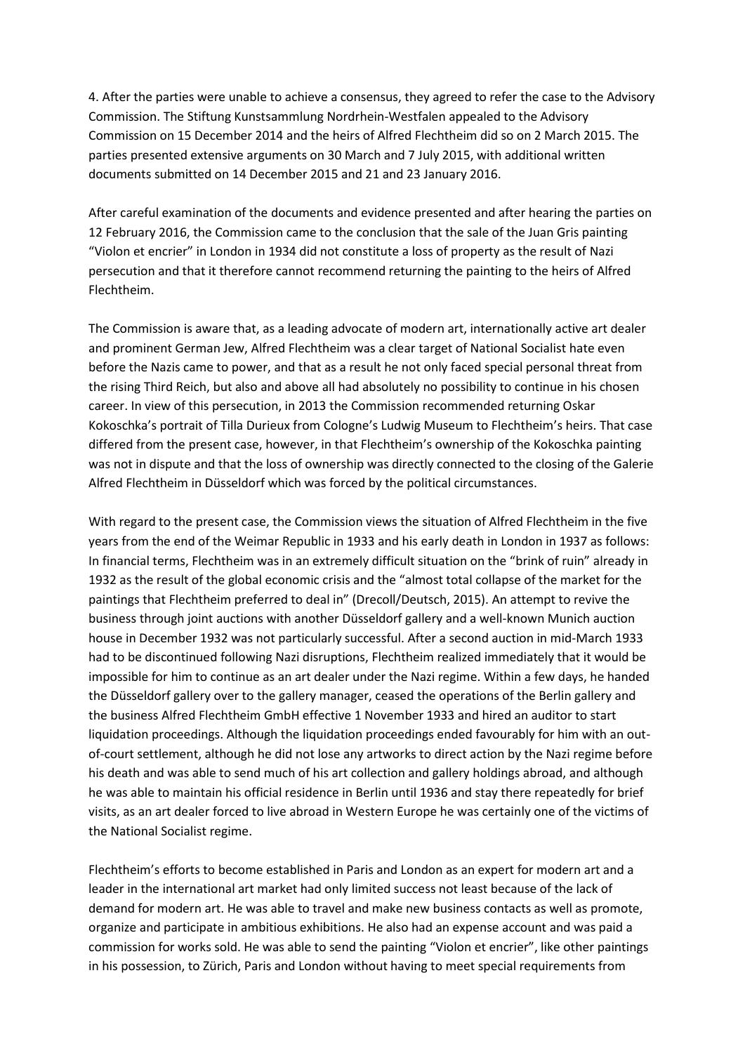4. After the parties were unable to achieve a consensus, they agreed to refer the case to the Advisory Commission. The Stiftung Kunstsammlung Nordrhein-Westfalen appealed to the Advisory Commission on 15 December 2014 and the heirs of Alfred Flechtheim did so on 2 March 2015. The parties presented extensive arguments on 30 March and 7 July 2015, with additional written documents submitted on 14 December 2015 and 21 and 23 January 2016.

After careful examination of the documents and evidence presented and after hearing the parties on 12 February 2016, the Commission came to the conclusion that the sale of the Juan Gris painting "Violon et encrier" in London in 1934 did not constitute a loss of property as the result of Nazi persecution and that it therefore cannot recommend returning the painting to the heirs of Alfred Flechtheim.

The Commission is aware that, as a leading advocate of modern art, internationally active art dealer and prominent German Jew, Alfred Flechtheim was a clear target of National Socialist hate even before the Nazis came to power, and that as a result he not only faced special personal threat from the rising Third Reich, but also and above all had absolutely no possibility to continue in his chosen career. In view of this persecution, in 2013 the Commission recommended returning Oskar Kokoschka's portrait of Tilla Durieux from Cologne's Ludwig Museum to Flechtheim's heirs. That case differed from the present case, however, in that Flechtheim's ownership of the Kokoschka painting was not in dispute and that the loss of ownership was directly connected to the closing of the Galerie Alfred Flechtheim in Düsseldorf which was forced by the political circumstances.

With regard to the present case, the Commission views the situation of Alfred Flechtheim in the five years from the end of the Weimar Republic in 1933 and his early death in London in 1937 as follows: In financial terms, Flechtheim was in an extremely difficult situation on the "brink of ruin" already in 1932 as the result of the global economic crisis and the "almost total collapse of the market for the paintings that Flechtheim preferred to deal in" (Drecoll/Deutsch, 2015). An attempt to revive the business through joint auctions with another Düsseldorf gallery and a well-known Munich auction house in December 1932 was not particularly successful. After a second auction in mid-March 1933 had to be discontinued following Nazi disruptions, Flechtheim realized immediately that it would be impossible for him to continue as an art dealer under the Nazi regime. Within a few days, he handed the Düsseldorf gallery over to the gallery manager, ceased the operations of the Berlin gallery and the business Alfred Flechtheim GmbH effective 1 November 1933 and hired an auditor to start liquidation proceedings. Although the liquidation proceedings ended favourably for him with an out-of-court settlement, although he did not lose any artworks to direct action by the Nazi regime before his death and was able to send much of his art collection and gallery holdings abroad, and although he was able to maintain his official residence in Berlin until 1936 and stay there repeatedly for brief visits, as an art dealer forced to live abroad in Western Europe he was certainly one of the victims of the National Socialist regime.

Flechtheim's efforts to become established in Paris and London as an expert for modern art and a leader in the international art market had only limited success not least because of the lack of demand for modern art. He was able to travel and make new business contacts as well as promote, organize and participate in ambitious exhibitions. He also had an expense account and was paid a commission for works sold. He was able to send the painting "Violon et encrier", like other paintings in his possession, to Zürich, Paris and London without having to meet special requirements from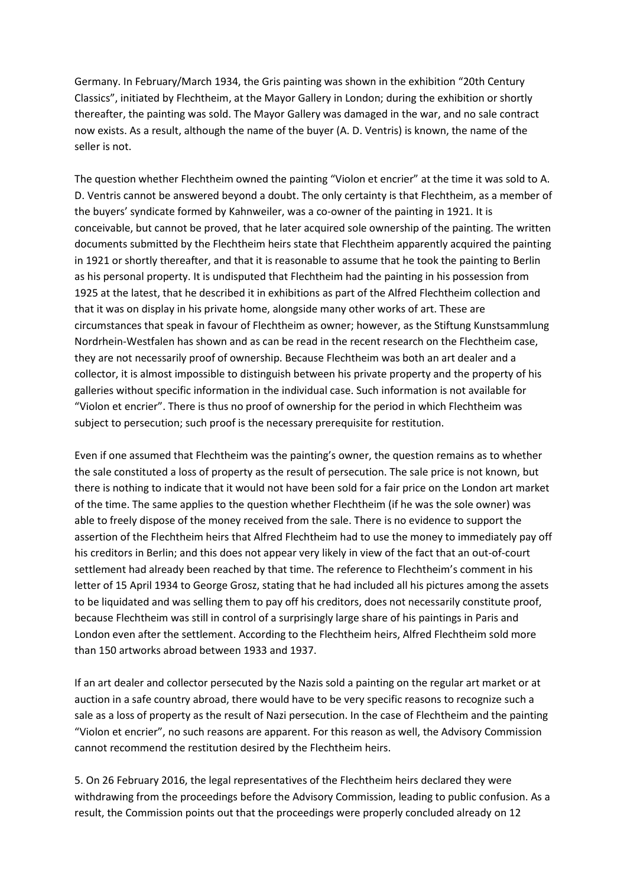Germany. In February/March 1934, the Gris painting was shown in the exhibition "20th Century Classics", initiated by Flechtheim, at the Mayor Gallery in London; during the exhibition or shortly thereafter, the painting was sold. The Mayor Gallery was damaged in the war, and no sale contract now exists. As a result, although the name of the buyer (A. D. Ventris) is known, the name of the seller is not.

The question whether Flechtheim owned the painting "Violon et encrier" at the time it was sold to A. D. Ventris cannot be answered beyond a doubt. The only certainty is that Flechtheim, as a member of the buyers' syndicate formed by Kahnweiler, was a co-owner of the painting in 1921. It is conceivable, but cannot be proved, that he later acquired sole ownership of the painting. The written documents submitted by the Flechtheim heirs state that Flechtheim apparently acquired the painting in 1921 or shortly thereafter, and that it is reasonable to assume that he took the painting to Berlin as his personal property. It is undisputed that Flechtheim had the painting in his possession from 1925 at the latest, that he described it in exhibitions as part of the Alfred Flechtheim collection and that it was on display in his private home, alongside many other works of art. These are circumstances that speak in favour of Flechtheim as owner; however, as the Stiftung Kunstsammlung Nordrhein-Westfalen has shown and as can be read in the recent research on the Flechtheim case, they are not necessarily proof of ownership. Because Flechtheim was both an art dealer and a collector, it is almost impossible to distinguish between his private property and the property of his galleries without specific information in the individual case. Such information is not available for "Violon et encrier". There is thus no proof of ownership for the period in which Flechtheim was subject to persecution; such proof is the necessary prerequisite for restitution.

Even if one assumed that Flechtheim was the painting's owner, the question remains as to whether the sale constituted a loss of property as the result of persecution. The sale price is not known, but there is nothing to indicate that it would not have been sold for a fair price on the London art market of the time. The same applies to the question whether Flechtheim (if he was the sole owner) was able to freely dispose of the money received from the sale. There is no evidence to support the assertion of the Flechtheim heirs that Alfred Flechtheim had to use the money to immediately pay off his creditors in Berlin; and this does not appear very likely in view of the fact that an out-of-court settlement had already been reached by that time. The reference to Flechtheim's comment in his letter of 15 April 1934 to George Grosz, stating that he had included all his pictures among the assets to be liquidated and was selling them to pay off his creditors, does not necessarily constitute proof, because Flechtheim was still in control of a surprisingly large share of his paintings in Paris and London even after the settlement. According to the Flechtheim heirs, Alfred Flechtheim sold more than 150 artworks abroad between 1933 and 1937.

If an art dealer and collector persecuted by the Nazis sold a painting on the regular art market or at auction in a safe country abroad, there would have to be very specific reasons to recognize such a sale as a loss of property as the result of Nazi persecution. In the case of Flechtheim and the painting "Violon et encrier", no such reasons are apparent. For this reason as well, the Advisory Commission cannot recommend the restitution desired by the Flechtheim heirs.

5. On 26 February 2016, the legal representatives of the Flechtheim heirs declared they were withdrawing from the proceedings before the Advisory Commission, leading to public confusion. As a result, the Commission points out that the proceedings were properly concluded already on 12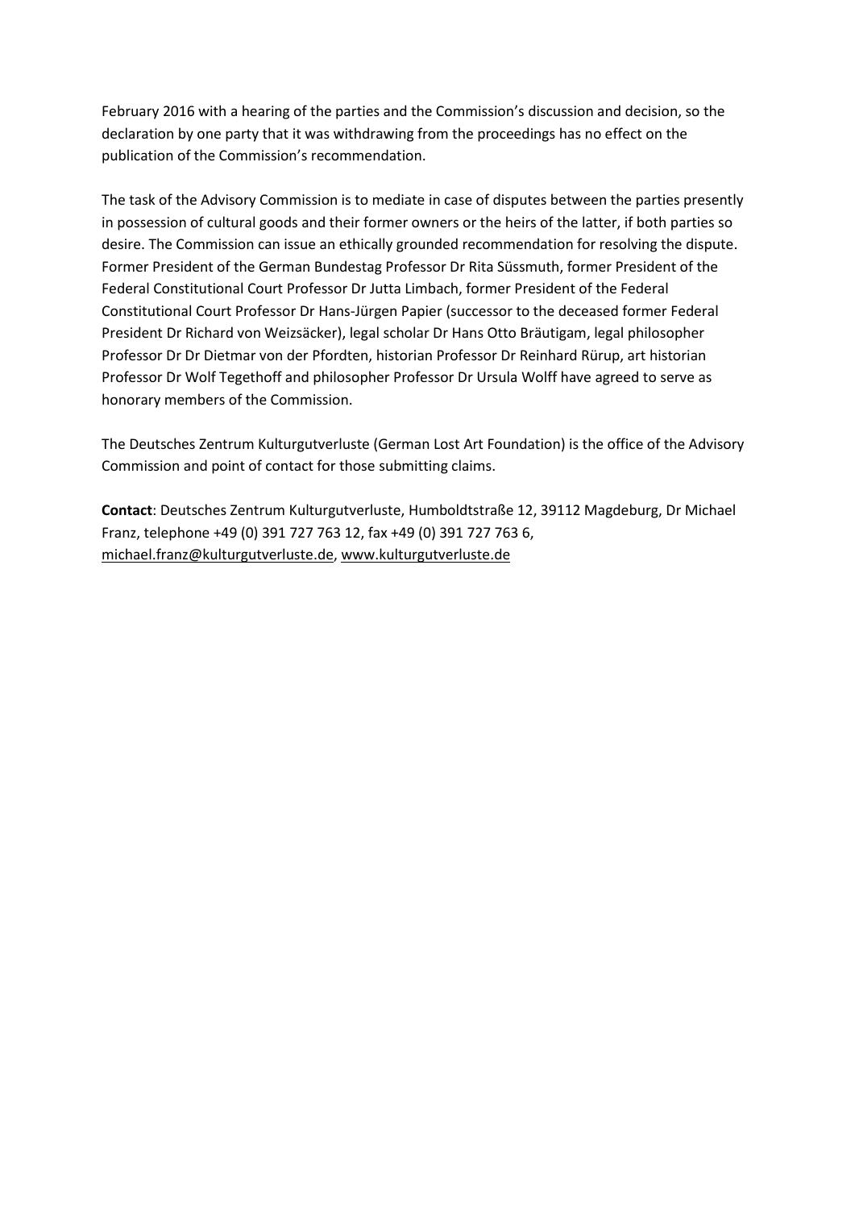February 2016 with a hearing of the parties and the Commission's discussion and decision, so the declaration by one party that it was withdrawing from the proceedings has no effect on the publication of the Commission's recommendation.

The task of the Advisory Commission is to mediate in case of disputes between the parties presently in possession of cultural goods and their former owners or the heirs of the latter, if both parties so desire. The Commission can issue an ethically grounded recommendation for resolving the dispute. Former President of the German Bundestag Professor Dr Rita Süssmuth, former President of the Federal Constitutional Court Professor Dr Jutta Limbach, former President of the Federal Constitutional Court Professor Dr Hans-Jürgen Papier (successor to the deceased former Federal President Dr Richard von Weizsäcker), legal scholar Dr Hans Otto Bräutigam, legal philosopher Professor Dr Dr Dietmar von der Pfordten, historian Professor Dr Reinhard Rürup, art historian Professor Dr Wolf Tegethoff and philosopher Professor Dr Ursula Wolff have agreed to serve as honorary members of the Commission.

The Deutsches Zentrum Kulturgutverluste (German Lost Art Foundation) is the office of the Advisory Commission and point of contact for those submitting claims.

**Contact**: Deutsches Zentrum Kulturgutverluste, Humboldtstraße 12, 39112 Magdeburg, Dr Michael Franz, telephone +49 (0) 391 727 763 12, fax +49 (0) 391 727 763 6, michael.franz@kulturgutverluste.de, www.kulturgutverluste.de